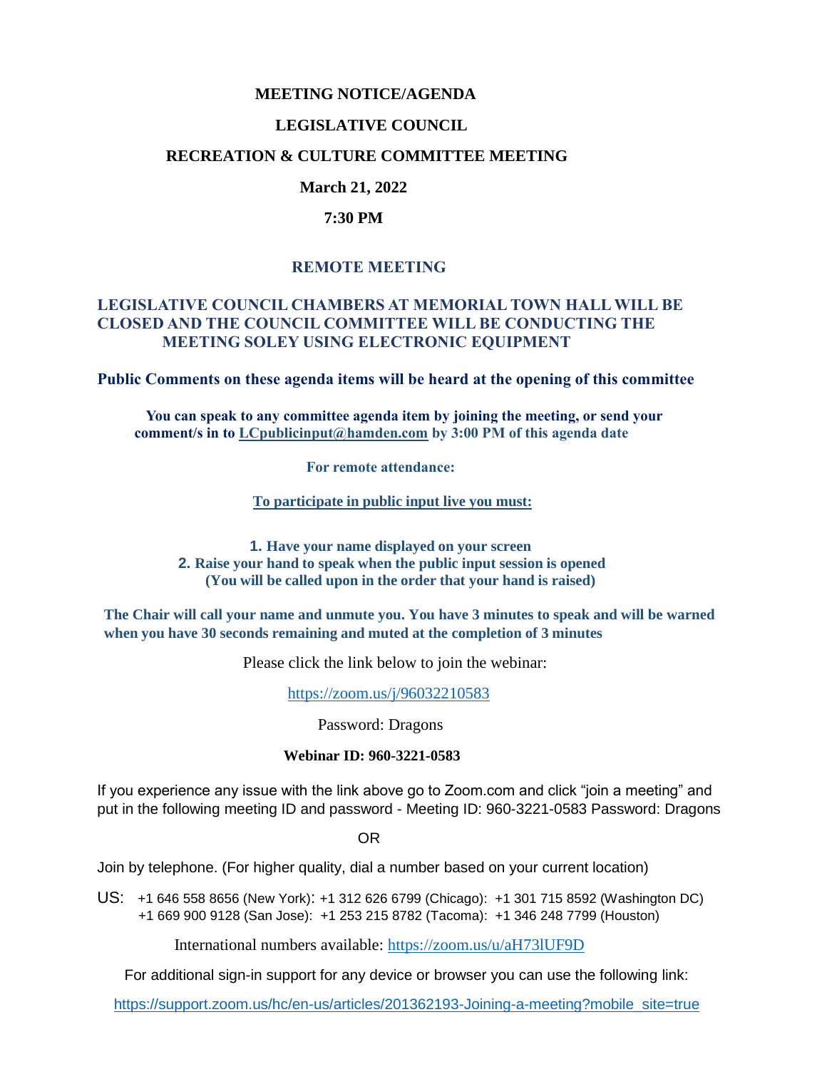# MEETING NOTICE/AGENDA

## LEGISLATIVE COUNCIL

## RECREATION & CULTURE COMMITTEE MEETING

**March 21, 2022**

**7:30 PM**

## REMOTE MEETING

**LEGISLATIVE COUNCIL CHAMBERS AT MEMORIAL TOWN HALL WILL BE CLOSED AND THE COUNCIL COMMITTEE WILL BE CONDUCTING THE MEETING SOLEY USING ELECTRONIC EQUIPMENT**

**Public Comments on these agenda items will be heard at the opening of this committee**

**You can speak to any committee agenda item by joining the meeting, or send your comment/s in to LCpublicinput@hamden.com by 3:00 PM of this agenda date**

**For remote attendance:**

**To participate in public input live you must:**

1. **Have your name displayed on your screen**
2. **Raise your hand to speak when the public input session is opened (You will be called upon in the order that your hand is raised)**

**The Chair will call your name and unmute you. You have 3 minutes to speak and will be warned when you have 30 seconds remaining and muted at the completion of 3 minutes**

Please click the link below to join the webinar:

https://zoom.us/j/96032210583

Password: Dragons

**Webinar ID: 960-3221-0583**

If you experience any issue with the link above go to Zoom.com and click "join a meeting" and put in the following meeting ID and password - Meeting ID: 960-3221-0583 Password: Dragons

OR

Join by telephone. (For higher quality, dial a number based on your current location)

US: +1 646 558 8656 (New York): +1 312 626 6799 (Chicago): +1 301 715 8592 (Washington DC) +1 669 900 9128 (San Jose): +1 253 215 8782 (Tacoma): +1 346 248 7799 (Houston)

International numbers available: https://zoom.us/u/aH73lUF9D

For additional sign-in support for any device or browser you can use the following link:

https://support.zoom.us/hc/en-us/articles/201362193-Joining-a-meeting?mobile_site=true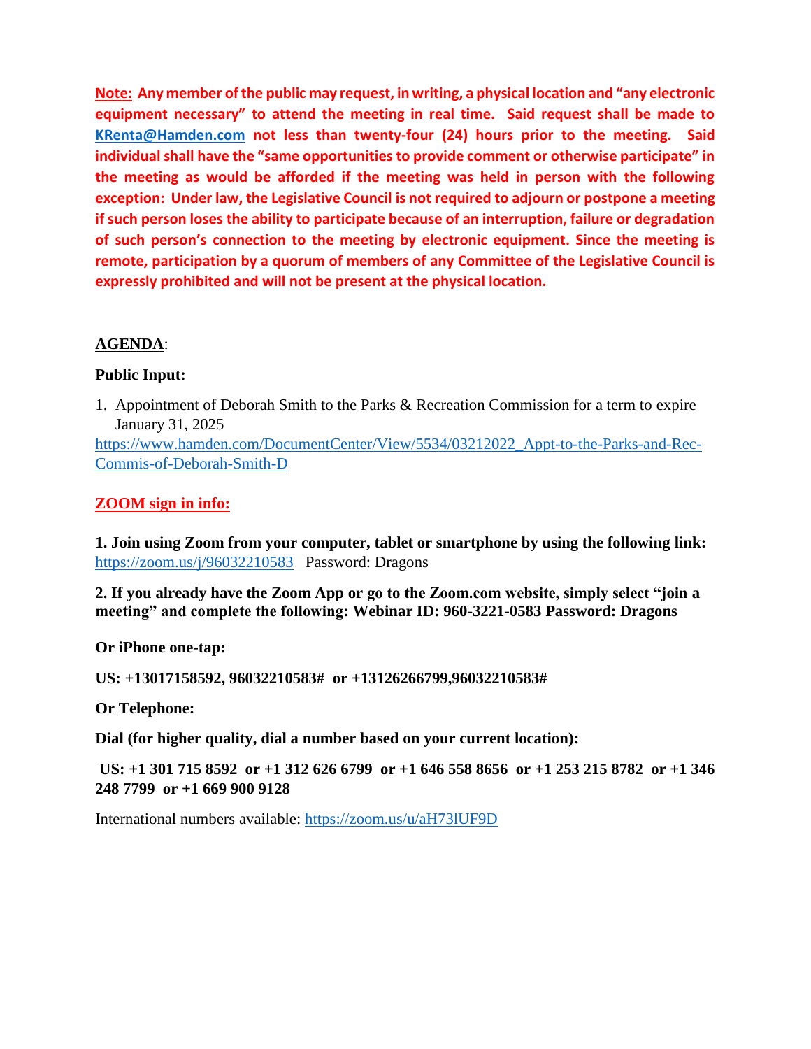**Note: Any member of the public may request, in writing, a physical location and "any electronic equipment necessary" to attend the meeting in real time. Said request shall be made to KRenta@Hamden.com not less than twenty-four (24) hours prior to the meeting. Said individual shall have the "same opportunities to provide comment or otherwise participate" in the meeting as would be afforded if the meeting was held in person with the following exception: Under law, the Legislative Council is not required to adjourn or postpone a meeting if such person loses the ability to participate because of an interruption, failure or degradation of such person's connection to the meeting by electronic equipment. Since the meeting is remote, participation by a quorum of members of any Committee of the Legislative Council is expressly prohibited and will not be present at the physical location.**

**AGENDA**:

**Public Input:**

1. Appointment of Deborah Smith to the Parks & Recreation Commission for a term to expire January 31, 2025
https://www.hamden.com/DocumentCenter/View/5534/03212022_Appt-to-the-Parks-and-Rec-Commis-of-Deborah-Smith-D

**ZOOM sign in info:**

**1. Join using Zoom from your computer, tablet or smartphone by using the following link:** https://zoom.us/j/96032210583 Password: Dragons

**2. If you already have the Zoom App or go to the Zoom.com website, simply select "join a meeting" and complete the following: Webinar ID: 960-3221-0583 Password: Dragons**

**Or iPhone one-tap:**

**US: +13017158592, 96032210583# or +13126266799,96032210583#**

**Or Telephone:**

**Dial (for higher quality, dial a number based on your current location):**

**US: +1 301 715 8592 or +1 312 626 6799 or +1 646 558 8656 or +1 253 215 8782 or +1 346 248 7799 or +1 669 900 9128**

International numbers available: https://zoom.us/u/aH73lUF9D